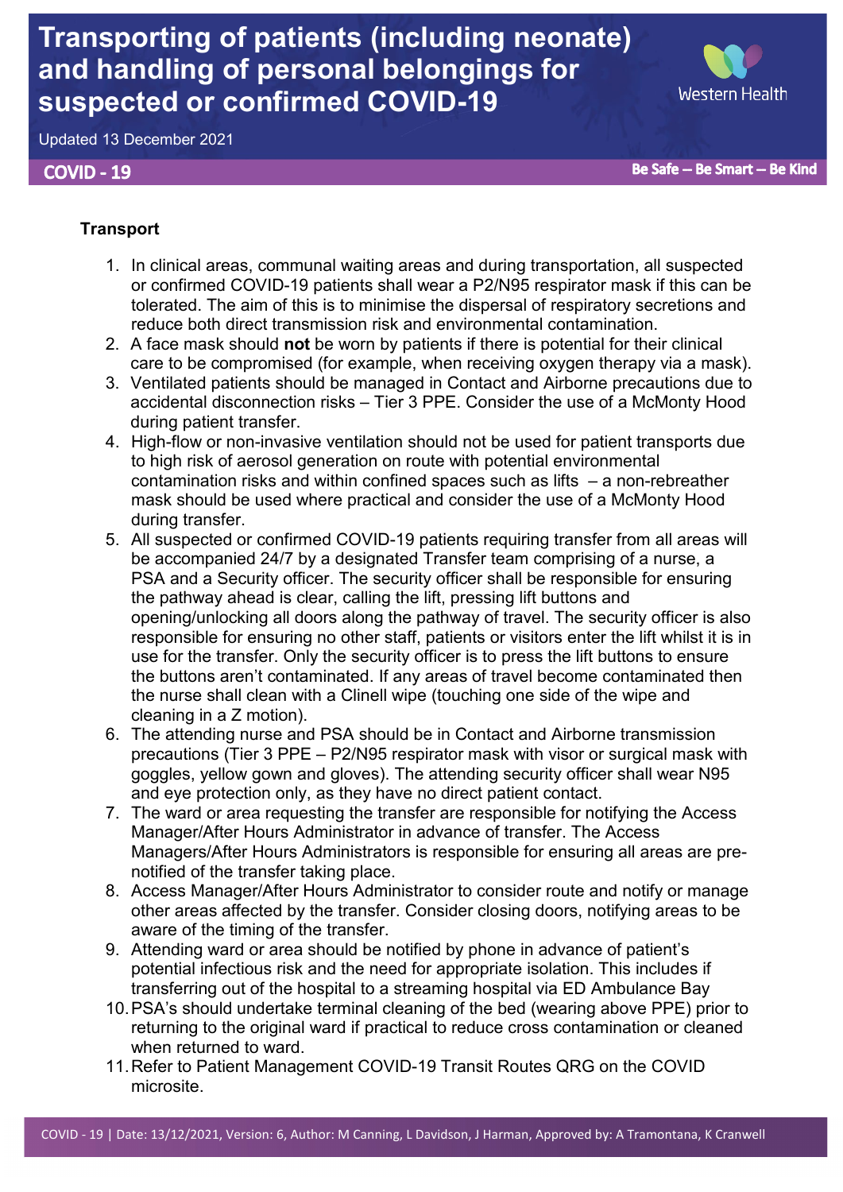# Transporting of patients (including neonate) and handling of personal belongings for suspected or confirmed COVID-19

Updated 13 December 2021

**COVID - 19**

**Be Safe – Be Smart – Be Kind**

## Transport

1. In clinical areas, communal waiting areas and during transportation, all suspected or confirmed COVID-19 patients shall wear a P2/N95 respirator mask if this can be tolerated. The aim of this is to minimise the dispersal of respiratory secretions and reduce both direct transmission risk and environmental contamination.
2. A face mask should **not** be worn by patients if there is potential for their clinical care to be compromised (for example, when receiving oxygen therapy via a mask).
3. Ventilated patients should be managed in Contact and Airborne precautions due to accidental disconnection risks – Tier 3 PPE. Consider the use of a McMonty Hood during patient transfer.
4. High-flow or non-invasive ventilation should not be used for patient transports due to high risk of aerosol generation on route with potential environmental contamination risks and within confined spaces such as lifts – a non-rebreather mask should be used where practical and consider the use of a McMonty Hood during transfer.
5. All suspected or confirmed COVID-19 patients requiring transfer from all areas will be accompanied 24/7 by a designated Transfer team comprising of a nurse, a PSA and a Security officer. The security officer shall be responsible for ensuring the pathway ahead is clear, calling the lift, pressing lift buttons and opening/unlocking all doors along the pathway of travel. The security officer is also responsible for ensuring no other staff, patients or visitors enter the lift whilst it is in use for the transfer. Only the security officer is to press the lift buttons to ensure the buttons aren't contaminated. If any areas of travel become contaminated then the nurse shall clean with a Clinell wipe (touching one side of the wipe and cleaning in a Z motion).
6. The attending nurse and PSA should be in Contact and Airborne transmission precautions (Tier 3 PPE – P2/N95 respirator mask with visor or surgical mask with goggles, yellow gown and gloves). The attending security officer shall wear N95 and eye protection only, as they have no direct patient contact.
7. The ward or area requesting the transfer are responsible for notifying the Access Manager/After Hours Administrator in advance of transfer. The Access Managers/After Hours Administrators is responsible for ensuring all areas are pre-notified of the transfer taking place.
8. Access Manager/After Hours Administrator to consider route and notify or manage other areas affected by the transfer. Consider closing doors, notifying areas to be aware of the timing of the transfer.
9. Attending ward or area should be notified by phone in advance of patient's potential infectious risk and the need for appropriate isolation. This includes if transferring out of the hospital to a streaming hospital via ED Ambulance Bay
10. PSA's should undertake terminal cleaning of the bed (wearing above PPE) prior to returning to the original ward if practical to reduce cross contamination or cleaned when returned to ward.
11. Refer to Patient Management COVID-19 Transit Routes QRG on the COVID microsite.

COVID - 19 | Date: 13/12/2021, Version: 6, Author: M Canning, L Davidson, J Harman, Approved by: A Tramontana, K Cranwell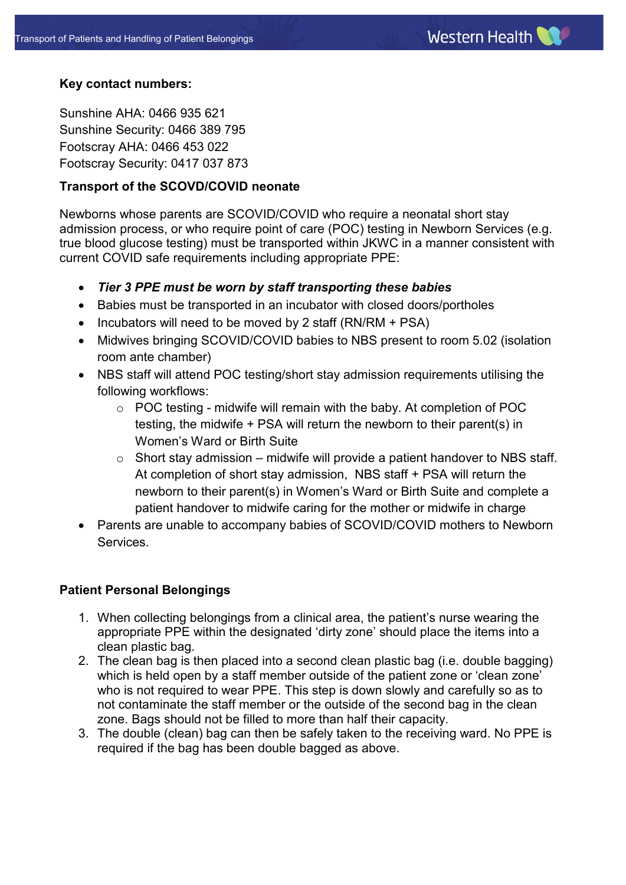**Key contact numbers:**

Sunshine AHA: 0466 935 621
Sunshine Security: 0466 389 795
Footscray AHA: 0466 453 022
Footscray Security: 0417 037 873

**Transport of the SCOVD/COVID neonate**

Newborns whose parents are SCOVID/COVID who require a neonatal short stay admission process, or who require point of care (POC) testing in Newborn Services (e.g. true blood glucose testing) must be transported within JKWC in a manner consistent with current COVID safe requirements including appropriate PPE:

- ***Tier 3 PPE must be worn by staff transporting these babies***
- Babies must be transported in an incubator with closed doors/portholes
- Incubators will need to be moved by 2 staff (RN/RM + PSA)
- Midwives bringing SCOVID/COVID babies to NBS present to room 5.02 (isolation room ante chamber)
- NBS staff will attend POC testing/short stay admission requirements utilising the following workflows:
    - POC testing - midwife will remain with the baby. At completion of POC testing, the midwife + PSA will return the newborn to their parent(s) in Women's Ward or Birth Suite
    - Short stay admission – midwife will provide a patient handover to NBS staff. At completion of short stay admission, NBS staff + PSA will return the newborn to their parent(s) in Women's Ward or Birth Suite and complete a patient handover to midwife caring for the mother or midwife in charge
- Parents are unable to accompany babies of SCOVID/COVID mothers to Newborn Services.

**Patient Personal Belongings**

1. When collecting belongings from a clinical area, the patient's nurse wearing the appropriate PPE within the designated 'dirty zone' should place the items into a clean plastic bag.
2. The clean bag is then placed into a second clean plastic bag (i.e. double bagging) which is held open by a staff member outside of the patient zone or 'clean zone' who is not required to wear PPE. This step is down slowly and carefully so as to not contaminate the staff member or the outside of the second bag in the clean zone. Bags should not be filled to more than half their capacity.
3. The double (clean) bag can then be safely taken to the receiving ward. No PPE is required if the bag has been double bagged as above.